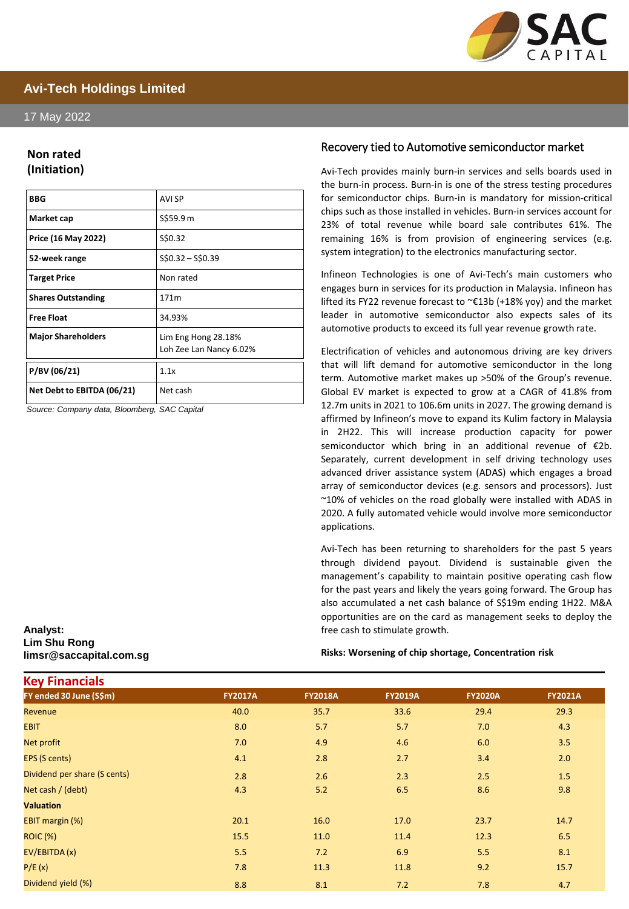# Avi-Tech Holdings Limited

17 May 2022

## Non rated (Initiation)

| BBG | AVI SP |
|---|---|
| Market cap | S$59.9 m |
| Price (16 May 2022) | S$0.32 |
| 52-week range | S$0.32 – S$0.39 |
| Target Price | Non rated |
| Shares Outstanding | 171m |
| Free Float | 34.93% |
| Major Shareholders | Lim Eng Hong 28.18%<br>Loh Zee Lan Nancy 6.02% |
| P/BV (06/21) | 1.1x |
| Net Debt to EBITDA (06/21) | Net cash |

*Source: Company data, Bloomberg, SAC Capital*

**Analyst:**
**Lim Shu Rong**
**limsr@saccapital.com.sg**

## Recovery tied to Automotive semiconductor market

Avi-Tech provides mainly burn-in services and sells boards used in the burn-in process. Burn-in is one of the stress testing procedures for semiconductor chips. Burn-in is mandatory for mission-critical chips such as those installed in vehicles. Burn-in services account for 23% of total revenue while board sale contributes 61%. The remaining 16% is from provision of engineering services (e.g. system integration) to the electronics manufacturing sector.

Infineon Technologies is one of Avi-Tech's main customers who engages burn in services for its production in Malaysia. Infineon has lifted its FY22 revenue forecast to ~€13b (+18% yoy) and the market leader in automotive semiconductor also expects sales of its automotive products to exceed its full year revenue growth rate.

Electrification of vehicles and autonomous driving are key drivers that will lift demand for automotive semiconductor in the long term. Automotive market makes up >50% of the Group's revenue. Global EV market is expected to grow at a CAGR of 41.8% from 12.7m units in 2021 to 106.6m units in 2027. The growing demand is affirmed by Infineon's move to expand its Kulim factory in Malaysia in 2H22. This will increase production capacity for power semiconductor which bring in an additional revenue of €2b. Separately, current development in self driving technology uses advanced driver assistance system (ADAS) which engages a broad array of semiconductor devices (e.g. sensors and processors). Just ~10% of vehicles on the road globally were installed with ADAS in 2020. A fully automated vehicle would involve more semiconductor applications.

Avi-Tech has been returning to shareholders for the past 5 years through dividend payout. Dividend is sustainable given the management's capability to maintain positive operating cash flow for the past years and likely the years going forward. The Group has also accumulated a net cash balance of S$19m ending 1H22. M&A opportunities are on the card as management seeks to deploy the free cash to stimulate growth.

**Risks: Worsening of chip shortage, Concentration risk**

## Key Financials

| FY ended 30 June (S$m) | FY2017A | FY2018A | FY2019A | FY2020A | FY2021A |
|---|---|---|---|---|---|
| Revenue | 40.0 | 35.7 | 33.6 | 29.4 | 29.3 |
| EBIT | 8.0 | 5.7 | 5.7 | 7.0 | 4.3 |
| Net profit | 7.0 | 4.9 | 4.6 | 6.0 | 3.5 |
| EPS (S cents) | 4.1 | 2.8 | 2.7 | 3.4 | 2.0 |
| Dividend per share (S cents) | 2.8 | 2.6 | 2.3 | 2.5 | 1.5 |
| Net cash / (debt) | 4.3 | 5.2 | 6.5 | 8.6 | 9.8 |
| **Valuation** | | | | | |
| EBIT margin (%) | 20.1 | 16.0 | 17.0 | 23.7 | 14.7 |
| ROIC (%) | 15.5 | 11.0 | 11.4 | 12.3 | 6.5 |
| EV/EBITDA (x) | 5.5 | 7.2 | 6.9 | 5.5 | 8.1 |
| P/E (x) | 7.8 | 11.3 | 11.8 | 9.2 | 15.7 |
| Dividend yield (%) | 8.8 | 8.1 | 7.2 | 7.8 | 4.7 |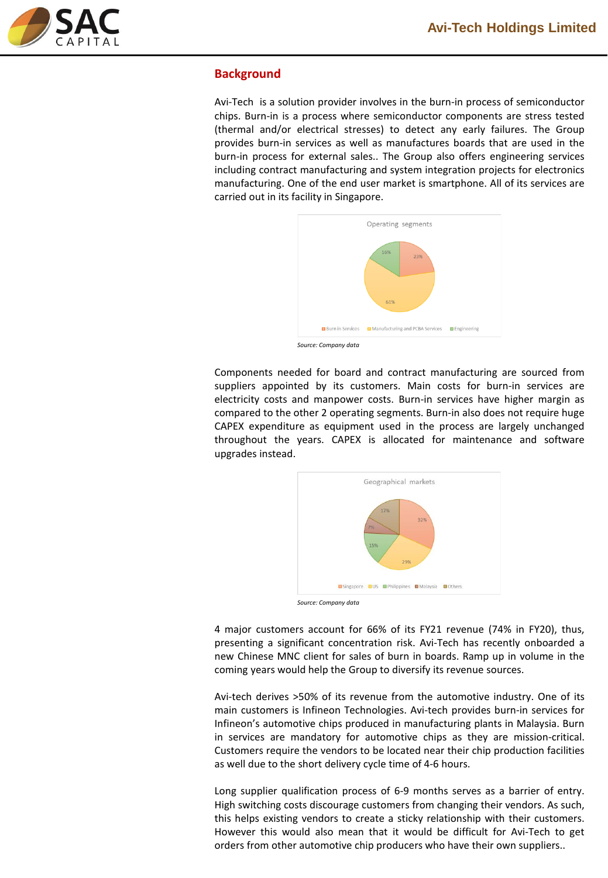## Background

Avi-Tech is a solution provider involves in the burn-in process of semiconductor chips. Burn-in is a process where semiconductor components are stress tested (thermal and/or electrical stresses) to detect any early failures. The Group provides burn-in services as well as manufactures boards that are used in the burn-in process for external sales.. The Group also offers engineering services including contract manufacturing and system integration projects for electronics manufacturing. One of the end user market is smartphone. All of its services are carried out in its facility in Singapore.

Operating segments

- Burn in Services: 23%
- Manufacturing and PCBA Services: 61%
- Engineering: 16%

*Source: Company data*

Components needed for board and contract manufacturing are sourced from suppliers appointed by its customers. Main costs for burn-in services are electricity costs and manpower costs. Burn-in services have higher margin as compared to the other 2 operating segments. Burn-in also does not require huge CAPEX expenditure as equipment used in the process are largely unchanged throughout the years. CAPEX is allocated for maintenance and software upgrades instead.

Geographical markets

- Singapore: 32%
- US: 29%
- Philippines: 15%
- Malaysia: 7%
- Others: 17%

*Source: Company data*

4 major customers account for 66% of its FY21 revenue (74% in FY20), thus, presenting a significant concentration risk. Avi-Tech has recently onboarded a new Chinese MNC client for sales of burn in boards. Ramp up in volume in the coming years would help the Group to diversify its revenue sources.

Avi-tech derives >50% of its revenue from the automotive industry. One of its main customers is Infineon Technologies. Avi-tech provides burn-in services for Infineon's automotive chips produced in manufacturing plants in Malaysia. Burn in services are mandatory for automotive chips as they are mission-critical. Customers require the vendors to be located near their chip production facilities as well due to the short delivery cycle time of 4-6 hours.

Long supplier qualification process of 6-9 months serves as a barrier of entry. High switching costs discourage customers from changing their vendors. As such, this helps existing vendors to create a sticky relationship with their customers. However this would also mean that it would be difficult for Avi-Tech to get orders from other automotive chip producers who have their own suppliers..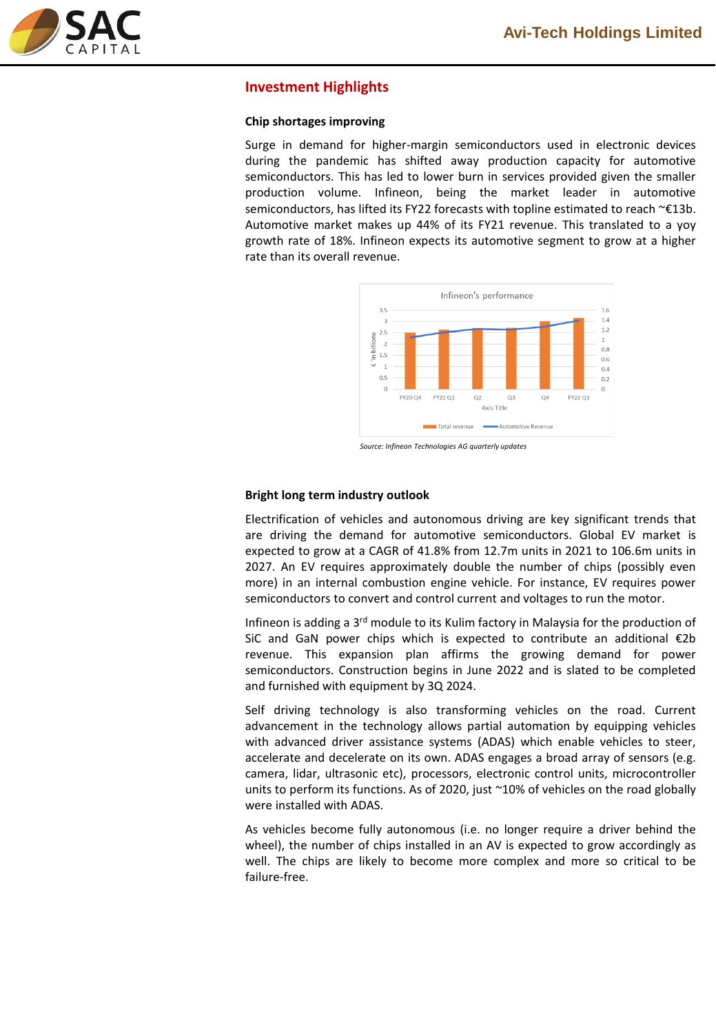## Investment Highlights

### Chip shortages improving

Surge in demand for higher-margin semiconductors used in electronic devices during the pandemic has shifted away production capacity for automotive semiconductors. This has led to lower burn in services provided given the smaller production volume. Infineon, being the market leader in automotive semiconductors, has lifted its FY22 forecasts with topline estimated to reach ~€13b. Automotive market makes up 44% of its FY21 revenue. This translated to a yoy growth rate of 18%. Infineon expects its automotive segment to grow at a higher rate than its overall revenue.

*Source: Infineon Technologies AG quarterly updates*

### Bright long term industry outlook

Electrification of vehicles and autonomous driving are key significant trends that are driving the demand for automotive semiconductors. Global EV market is expected to grow at a CAGR of 41.8% from 12.7m units in 2021 to 106.6m units in 2027. An EV requires approximately double the number of chips (possibly even more) in an internal combustion engine vehicle. For instance, EV requires power semiconductors to convert and control current and voltages to run the motor.

Infineon is adding a 3rd module to its Kulim factory in Malaysia for the production of SiC and GaN power chips which is expected to contribute an additional €2b revenue. This expansion plan affirms the growing demand for power semiconductors. Construction begins in June 2022 and is slated to be completed and furnished with equipment by 3Q 2024.

Self driving technology is also transforming vehicles on the road. Current advancement in the technology allows partial automation by equipping vehicles with advanced driver assistance systems (ADAS) which enable vehicles to steer, accelerate and decelerate on its own. ADAS engages a broad array of sensors (e.g. camera, lidar, ultrasonic etc), processors, electronic control units, microcontroller units to perform its functions. As of 2020, just ~10% of vehicles on the road globally were installed with ADAS.

As vehicles become fully autonomous (i.e. no longer require a driver behind the wheel), the number of chips installed in an AV is expected to grow accordingly as well. The chips are likely to become more complex and more so critical to be failure-free.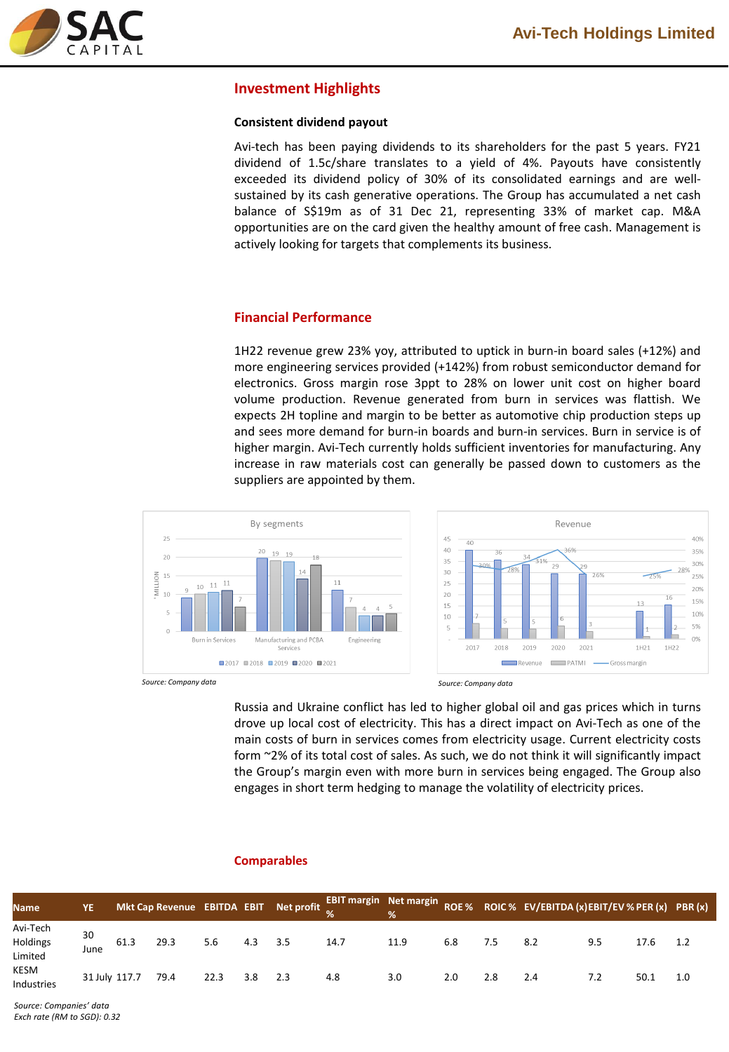## Investment Highlights

**Consistent dividend payout**

Avi-tech has been paying dividends to its shareholders for the past 5 years. FY21 dividend of 1.5c/share translates to a yield of 4%. Payouts have consistently exceeded its dividend policy of 30% of its consolidated earnings and are well-sustained by its cash generative operations. The Group has accumulated a net cash balance of S$19m as of 31 Dec 21, representing 33% of market cap. M&A opportunities are on the card given the healthy amount of free cash. Management is actively looking for targets that complements its business.

## Financial Performance

1H22 revenue grew 23% yoy, attributed to uptick in burn-in board sales (+12%) and more engineering services provided (+142%) from robust semiconductor demand for electronics. Gross margin rose 3ppt to 28% on lower unit cost on higher board volume production. Revenue generated from burn in services was flattish. We expects 2H topline and margin to be better as automotive chip production steps up and sees more demand for burn-in boards and burn-in services. Burn in service is of higher margin. Avi-Tech currently holds sufficient inventories for manufacturing. Any increase in raw materials cost can generally be passed down to customers as the suppliers are appointed by them.

*Source: Company data*

*Source: Company data*

Russia and Ukraine conflict has led to higher global oil and gas prices which in turns drove up local cost of electricity. This has a direct impact on Avi-Tech as one of the main costs of burn in services comes from electricity usage. Current electricity costs form ~2% of its total cost of sales. As such, we do not think it will significantly impact the Group's margin even with more burn in services being engaged. The Group also engages in short term hedging to manage the volatility of electricity prices.

## Comparables

| Name | YE | Mkt Cap | Revenue | EBITDA | EBIT | Net profit | EBIT margin % | Net margin % | ROE % | ROIC % | EV/EBITDA (x) | EBIT/EV % | PER (x) | PBR (x) |
|---|---|---|---|---|---|---|---|---|---|---|---|---|---|---|
| Avi-Tech Holdings Limited | 30 June | 61.3 | 29.3 | 5.6 | 4.3 | 3.5 | 14.7 | 11.9 | 6.8 | 7.5 | 8.2 | 9.5 | 17.6 | 1.2 |
| KESM Industries | 31 July | 117.7 | 79.4 | 22.3 | 3.8 | 2.3 | 4.8 | 3.0 | 2.0 | 2.8 | 2.4 | 7.2 | 50.1 | 1.0 |

*Source: Companies' data*
*Exch rate (RM to SGD): 0.32*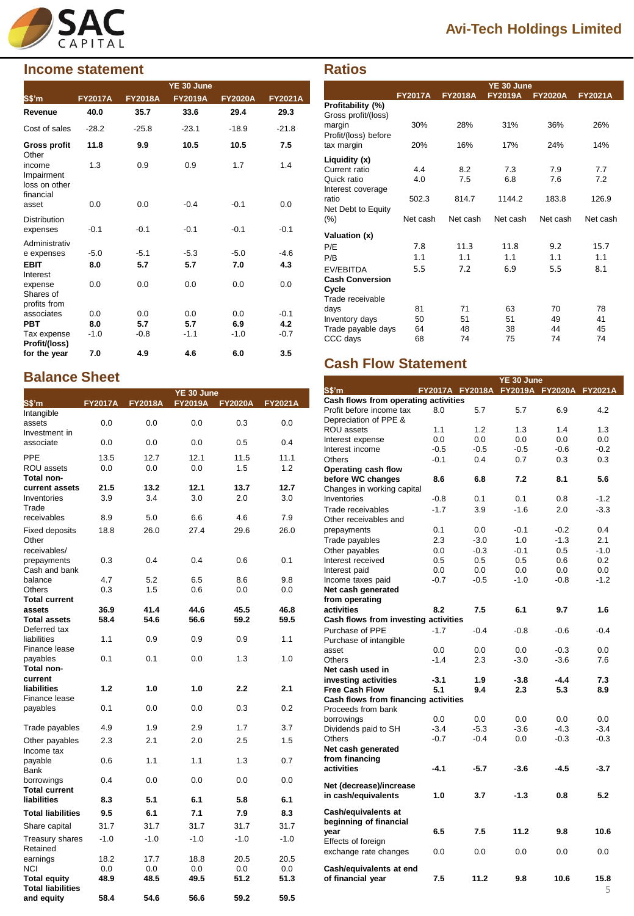## Income statement

| | YE 30 June | | | | |
|---|---|---|---|---|---|
| S$'m | FY2017A | FY2018A | FY2019A | FY2020A | FY2021A |
| **Revenue** | **40.0** | **35.7** | **33.6** | **29.4** | **29.3** |
| Cost of sales | -28.2 | -25.8 | -23.1 | -18.9 | -21.8 |
| **Gross profit** | **11.8** | **9.9** | **10.5** | **10.5** | **7.5** |
| Other income | 1.3 | 0.9 | 0.9 | 1.7 | 1.4 |
| Impairment loss on other financial asset | 0.0 | 0.0 | -0.4 | -0.1 | 0.0 |
| Distribution expenses | -0.1 | -0.1 | -0.1 | -0.1 | -0.1 |
| Administrative expenses | -5.0 | -5.1 | -5.3 | -5.0 | -4.6 |
| **EBIT** | **8.0** | **5.7** | **5.7** | **7.0** | **4.3** |
| Interest expense | 0.0 | 0.0 | 0.0 | 0.0 | 0.0 |
| Shares of profits from associates | 0.0 | 0.0 | 0.0 | 0.0 | -0.1 |
| **PBT** | **8.0** | **5.7** | **5.7** | **6.9** | **4.2** |
| Tax expense | -1.0 | -0.8 | -1.1 | -1.0 | -0.7 |
| **Profit/(loss) for the year** | **7.0** | **4.9** | **4.6** | **6.0** | **3.5** |

## Balance Sheet

| | YE 30 June | | | | |
|---|---|---|---|---|---|
| S$'m | FY2017A | FY2018A | FY2019A | FY2020A | FY2021A |
| Intangible assets | 0.0 | 0.0 | 0.0 | 0.3 | 0.0 |
| Investment in associate | 0.0 | 0.0 | 0.0 | 0.5 | 0.4 |
| PPE | 13.5 | 12.7 | 12.1 | 11.5 | 11.1 |
| ROU assets | 0.0 | 0.0 | 0.0 | 1.5 | 1.2 |
| **Total non-current assets** | **21.5** | **13.2** | **12.1** | **13.7** | **12.7** |
| Inventories | 3.9 | 3.4 | 3.0 | 2.0 | 3.0 |
| Trade receivables | 8.9 | 5.0 | 6.6 | 4.6 | 7.9 |
| Fixed deposits | 18.8 | 26.0 | 27.4 | 29.6 | 26.0 |
| Other receivables/ prepayments | 0.3 | 0.4 | 0.4 | 0.6 | 0.1 |
| Cash and bank balance | 4.7 | 5.2 | 6.5 | 8.6 | 9.8 |
| Others | 0.3 | 1.5 | 0.6 | 0.0 | 0.0 |
| **Total current assets** | **36.9** | **41.4** | **44.6** | **45.5** | **46.8** |
| **Total assets** | **58.4** | **54.6** | **56.6** | **59.2** | **59.5** |
| Deferred tax liabilities | 1.1 | 0.9 | 0.9 | 0.9 | 1.1 |
| Finance lease payables | 0.1 | 0.1 | 0.0 | 1.3 | 1.0 |
| **Total non-current liabilities** | **1.2** | **1.0** | **1.0** | **2.2** | **2.1** |
| Finance lease payables | 0.1 | 0.0 | 0.0 | 0.3 | 0.2 |
| Trade payables | 4.9 | 1.9 | 2.9 | 1.7 | 3.7 |
| Other payables | 2.3 | 2.1 | 2.0 | 2.5 | 1.5 |
| Income tax payable | 0.6 | 1.1 | 1.1 | 1.3 | 0.7 |
| Bank borrowings | 0.4 | 0.0 | 0.0 | 0.0 | 0.0 |
| **Total current liabilities** | **8.3** | **5.1** | **6.1** | **5.8** | **6.1** |
| **Total liabilities** | **9.5** | **6.1** | **7.1** | **7.9** | **8.3** |
| Share capital | 31.7 | 31.7 | 31.7 | 31.7 | 31.7 |
| Treasury shares | -1.0 | -1.0 | -1.0 | -1.0 | -1.0 |
| Retained earnings | 18.2 | 17.7 | 18.8 | 20.5 | 20.5 |
| NCI | 0.0 | 0.0 | 0.0 | 0.0 | 0.0 |
| **Total equity** | **48.9** | **48.5** | **49.5** | **51.2** | **51.3** |
| **Total liabilities and equity** | **58.4** | **54.6** | **56.6** | **59.2** | **59.5** |

## Ratios

| | YE 30 June | | | | |
|---|---|---|---|---|---|
| | FY2017A | FY2018A | FY2019A | FY2020A | FY2021A |
| **Profitability (%)** | | | | | |
| Gross profit/(loss) margin | 30% | 28% | 31% | 36% | 26% |
| Profit/(loss) before tax margin | 20% | 16% | 17% | 24% | 14% |
| **Liquidity (x)** | | | | | |
| Current ratio | 4.4 | 8.2 | 7.3 | 7.9 | 7.7 |
| Quick ratio | 4.0 | 7.5 | 6.8 | 7.6 | 7.2 |
| Interest coverage ratio | 502.3 | 814.7 | 1144.2 | 183.8 | 126.9 |
| Net Debt to Equity (%) | Net cash | Net cash | Net cash | Net cash | Net cash |
| **Valuation (x)** | | | | | |
| P/E | 7.8 | 11.3 | 11.8 | 9.2 | 15.7 |
| P/B | 1.1 | 1.1 | 1.1 | 1.1 | 1.1 |
| EV/EBITDA | 5.5 | 7.2 | 6.9 | 5.5 | 8.1 |
| **Cash Conversion Cycle** | | | | | |
| Trade receivable days | 81 | 71 | 63 | 70 | 78 |
| Inventory days | 50 | 51 | 51 | 49 | 41 |
| Trade payable days | 64 | 48 | 38 | 44 | 45 |
| CCC days | 68 | 74 | 75 | 74 | 74 |

## Cash Flow Statement

| | YE 30 June | | | | |
|---|---|---|---|---|---|
| S$'m | FY2017A | FY2018A | FY2019A | FY2020A | FY2021A |
| **Cash flows from operating activities** | | | | | |
| Profit before income tax | 8.0 | 5.7 | 5.7 | 6.9 | 4.2 |
| Depreciation of PPE & ROU assets | 1.1 | 1.2 | 1.3 | 1.4 | 1.3 |
| Interest expense | 0.0 | 0.0 | 0.0 | 0.0 | 0.0 |
| Interest income | -0.5 | -0.5 | -0.5 | -0.6 | -0.2 |
| Others | -0.1 | 0.4 | 0.7 | 0.3 | 0.3 |
| **Operating cash flow before WC changes** | **8.6** | **6.8** | **7.2** | **8.1** | **5.6** |
| Changes in working capital | | | | | |
| Inventories | -0.8 | 0.1 | 0.1 | 0.8 | -1.2 |
| Trade receivables | -1.7 | 3.9 | -1.6 | 2.0 | -3.3 |
| Other receivables and prepayments | 0.1 | 0.0 | -0.1 | -0.2 | 0.4 |
| Trade payables | 2.3 | -3.0 | 1.0 | -1.3 | 2.1 |
| Other payables | 0.0 | -0.3 | -0.1 | 0.5 | -1.0 |
| Interest received | 0.5 | 0.5 | 0.5 | 0.6 | 0.2 |
| Interest paid | 0.0 | 0.0 | 0.0 | 0.0 | 0.0 |
| Income taxes paid | -0.7 | -0.5 | -1.0 | -0.8 | -1.2 |
| **Net cash generated from operating activities** | **8.2** | **7.5** | **6.1** | **9.7** | **1.6** |
| **Cash flows from investing activities** | | | | | |
| Purchase of PPE | -1.7 | -0.4 | -0.8 | -0.6 | -0.4 |
| Purchase of intangible asset | 0.0 | 0.0 | 0.0 | -0.3 | 0.0 |
| Others | -1.4 | 2.3 | -3.0 | -3.6 | 7.6 |
| **Net cash used in investing activities** | **-3.1** | **1.9** | **-3.8** | **-4.4** | **7.3** |
| **Free Cash Flow** | **5.1** | **9.4** | **2.3** | **5.3** | **8.9** |
| **Cash flows from financing activities** | | | | | |
| Proceeds from bank borrowings | 0.0 | 0.0 | 0.0 | 0.0 | 0.0 |
| Dividends paid to SH | -3.4 | -5.3 | -3.6 | -4.3 | -3.4 |
| Others | -0.7 | -0.4 | 0.0 | -0.3 | -0.3 |
| **Net cash generated from financing activities** | **-4.1** | **-5.7** | **-3.6** | **-4.5** | **-3.7** |
| **Net (decrease)/increase in cash/equivalents** | **1.0** | **3.7** | **-1.3** | **0.8** | **5.2** |
| **Cash/equivalents at beginning of financial year** | **6.5** | **7.5** | **11.2** | **9.8** | **10.6** |
| Effects of foreign exchange rate changes | 0.0 | 0.0 | 0.0 | 0.0 | 0.0 |
| **Cash/equivalents at end of financial year** | **7.5** | **11.2** | **9.8** | **10.6** | **15.8** |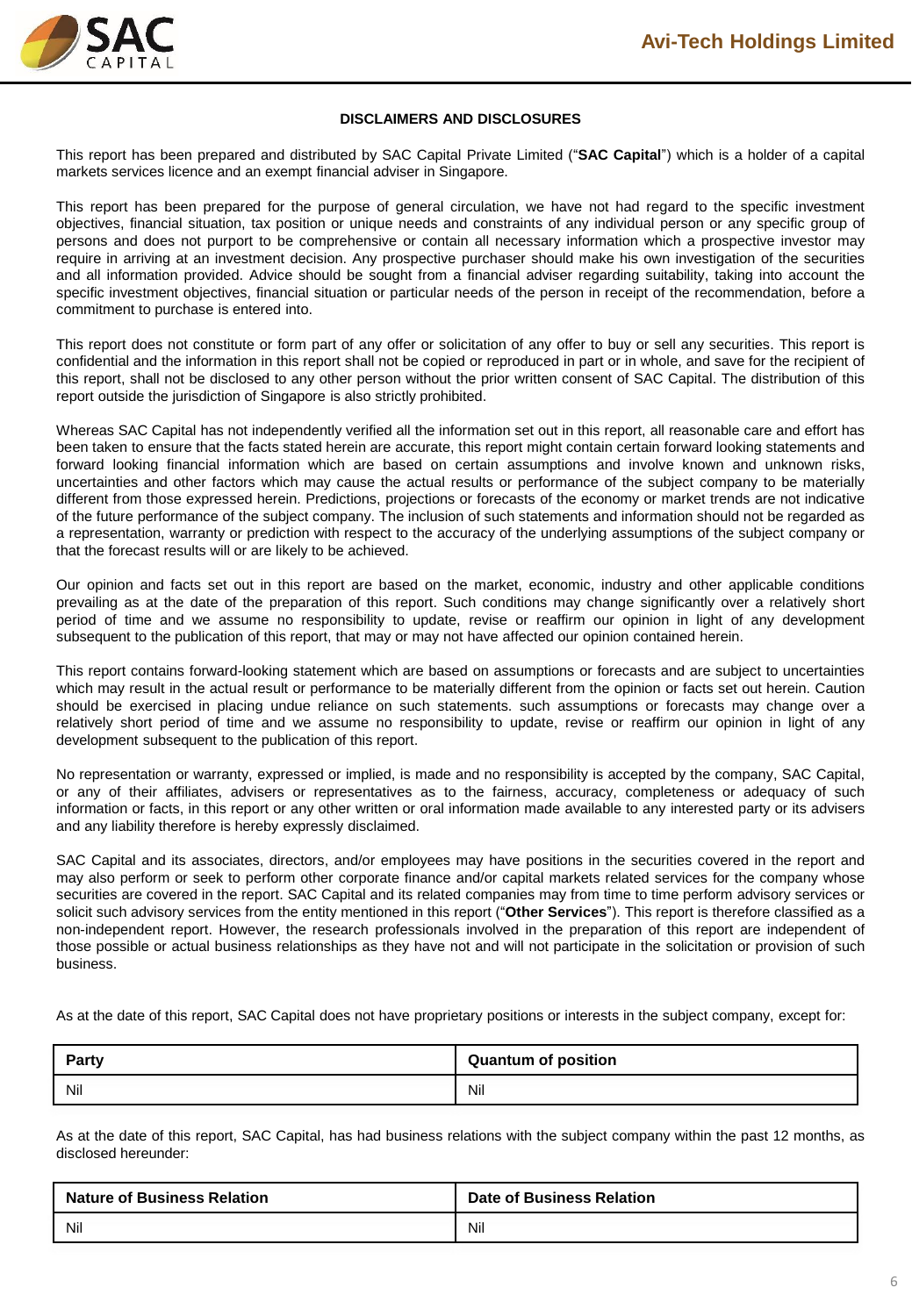## DISCLAIMERS AND DISCLOSURES

This report has been prepared and distributed by SAC Capital Private Limited ("**SAC Capital**") which is a holder of a capital markets services licence and an exempt financial adviser in Singapore.

This report has been prepared for the purpose of general circulation, we have not had regard to the specific investment objectives, financial situation, tax position or unique needs and constraints of any individual person or any specific group of persons and does not purport to be comprehensive or contain all necessary information which a prospective investor may require in arriving at an investment decision. Any prospective purchaser should make his own investigation of the securities and all information provided. Advice should be sought from a financial adviser regarding suitability, taking into account the specific investment objectives, financial situation or particular needs of the person in receipt of the recommendation, before a commitment to purchase is entered into.

This report does not constitute or form part of any offer or solicitation of any offer to buy or sell any securities. This report is confidential and the information in this report shall not be copied or reproduced in part or in whole, and save for the recipient of this report, shall not be disclosed to any other person without the prior written consent of SAC Capital. The distribution of this report outside the jurisdiction of Singapore is also strictly prohibited.

Whereas SAC Capital has not independently verified all the information set out in this report, all reasonable care and effort has been taken to ensure that the facts stated herein are accurate, this report might contain certain forward looking statements and forward looking financial information which are based on certain assumptions and involve known and unknown risks, uncertainties and other factors which may cause the actual results or performance of the subject company to be materially different from those expressed herein. Predictions, projections or forecasts of the economy or market trends are not indicative of the future performance of the subject company. The inclusion of such statements and information should not be regarded as a representation, warranty or prediction with respect to the accuracy of the underlying assumptions of the subject company or that the forecast results will or are likely to be achieved.

Our opinion and facts set out in this report are based on the market, economic, industry and other applicable conditions prevailing as at the date of the preparation of this report. Such conditions may change significantly over a relatively short period of time and we assume no responsibility to update, revise or reaffirm our opinion in light of any development subsequent to the publication of this report, that may or may not have affected our opinion contained herein.

This report contains forward-looking statement which are based on assumptions or forecasts and are subject to uncertainties which may result in the actual result or performance to be materially different from the opinion or facts set out herein. Caution should be exercised in placing undue reliance on such statements. such assumptions or forecasts may change over a relatively short period of time and we assume no responsibility to update, revise or reaffirm our opinion in light of any development subsequent to the publication of this report.

No representation or warranty, expressed or implied, is made and no responsibility is accepted by the company, SAC Capital, or any of their affiliates, advisers or representatives as to the fairness, accuracy, completeness or adequacy of such information or facts, in this report or any other written or oral information made available to any interested party or its advisers and any liability therefore is hereby expressly disclaimed.

SAC Capital and its associates, directors, and/or employees may have positions in the securities covered in the report and may also perform or seek to perform other corporate finance and/or capital markets related services for the company whose securities are covered in the report. SAC Capital and its related companies may from time to time perform advisory services or solicit such advisory services from the entity mentioned in this report ("**Other Services**"). This report is therefore classified as a non-independent report. However, the research professionals involved in the preparation of this report are independent of those possible or actual business relationships as they have not and will not participate in the solicitation or provision of such business.

As at the date of this report, SAC Capital does not have proprietary positions or interests in the subject company, except for:

| Party | Quantum of position |
|---|---|
| Nil | Nil |

As at the date of this report, SAC Capital, has had business relations with the subject company within the past 12 months, as disclosed hereunder:

| Nature of Business Relation | Date of Business Relation |
|---|---|
| Nil | Nil |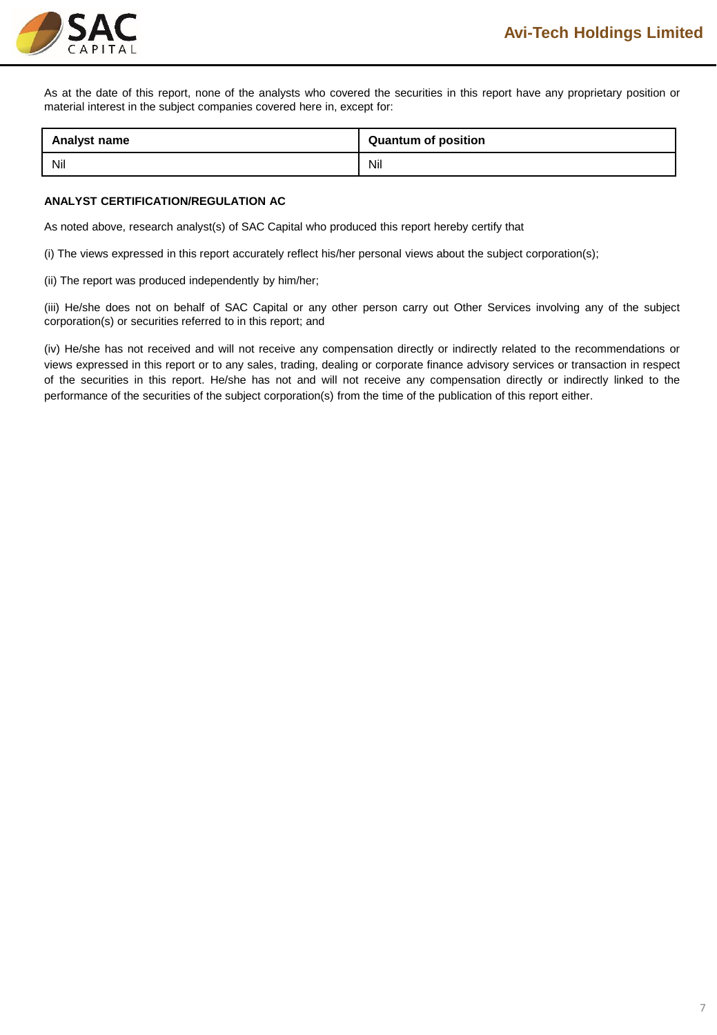As at the date of this report, none of the analysts who covered the securities in this report have any proprietary position or material interest in the subject companies covered here in, except for:

| Analyst name | Quantum of position |
| --- | --- |
| Nil | Nil |

**ANALYST CERTIFICATION/REGULATION AC**

As noted above, research analyst(s) of SAC Capital who produced this report hereby certify that

(i) The views expressed in this report accurately reflect his/her personal views about the subject corporation(s);

(ii) The report was produced independently by him/her;

(iii) He/she does not on behalf of SAC Capital or any other person carry out Other Services involving any of the subject corporation(s) or securities referred to in this report; and

(iv) He/she has not received and will not receive any compensation directly or indirectly related to the recommendations or views expressed in this report or to any sales, trading, dealing or corporate finance advisory services or transaction in respect of the securities in this report. He/she has not and will not receive any compensation directly or indirectly linked to the performance of the securities of the subject corporation(s) from the time of the publication of this report either.